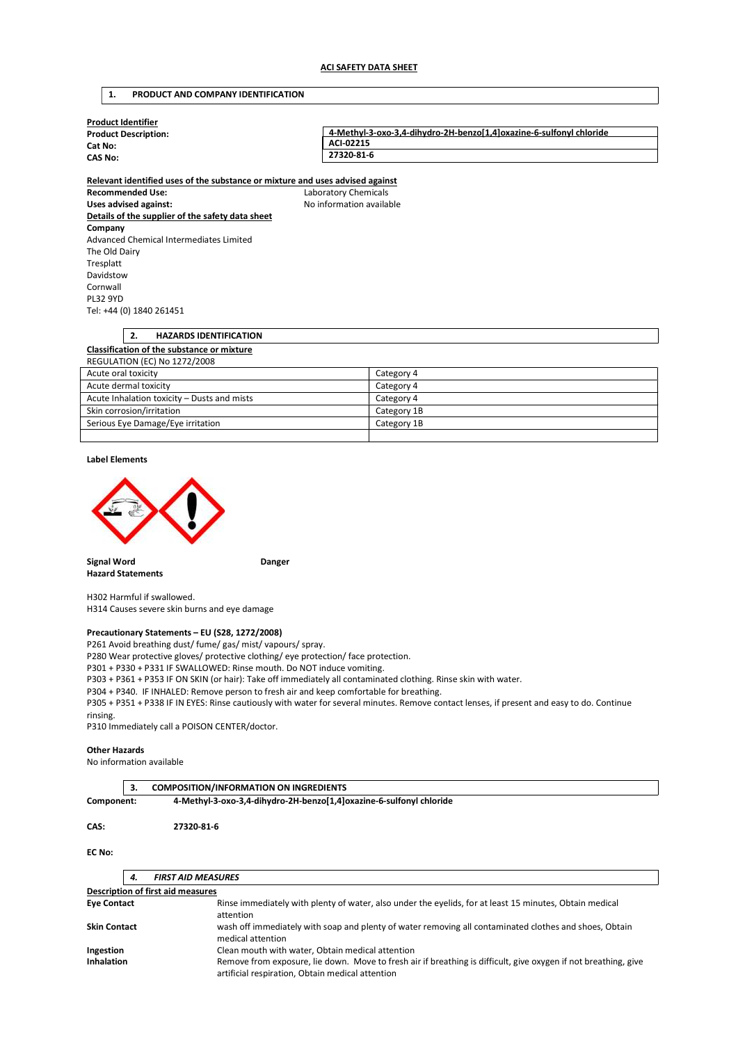**ACI SAFETY DATA SHEET**

## 1. PRODUCT AND COMPANY IDENTIFICATION

**Product Identifier**

| | |
|---|---|
| **Product Description:** | **4-Methyl-3-oxo-3,4-dihydro-2H-benzo[1,4]oxazine-6-sulfonyl chloride** |
| **Cat No:** | **ACI-02215** |
| **CAS No:** | **27320-81-6** |

**Relevant identified uses of the substance or mixture and uses advised against**

**Recommended Use:** Laboratory Chemicals
**Uses advised against:** No information available

**Details of the supplier of the safety data sheet**

**Company**
Advanced Chemical Intermediates Limited
The Old Dairy
Tresplatt
Davidstow
Cornwall
PL32 9YD
Tel: +44 (0) 1840 261451

## 2. HAZARDS IDENTIFICATION

**Classification of the substance or mixture**

REGULATION (EC) No 1272/2008

| | |
|---|---|
| Acute oral toxicity | Category 4 |
| Acute dermal toxicity | Category 4 |
| Acute Inhalation toxicity – Dusts and mists | Category 4 |
| Skin corrosion/irritation | Category 1B |
| Serious Eye Damage/Eye irritation | Category 1B |
| | |

**Label Elements**

**Signal Word** **Danger**

**Hazard Statements**

H302 Harmful if swallowed.
H314 Causes severe skin burns and eye damage

**Precautionary Statements – EU (S28, 1272/2008)**

P261 Avoid breathing dust/ fume/ gas/ mist/ vapours/ spray.
P280 Wear protective gloves/ protective clothing/ eye protection/ face protection.
P301 + P330 + P331 IF SWALLOWED: Rinse mouth. Do NOT induce vomiting.
P303 + P361 + P353 IF ON SKIN (or hair): Take off immediately all contaminated clothing. Rinse skin with water.
P304 + P340. IF INHALED: Remove person to fresh air and keep comfortable for breathing.
P305 + P351 + P338 IF IN EYES: Rinse cautiously with water for several minutes. Remove contact lenses, if present and easy to do. Continue rinsing.
P310 Immediately call a POISON CENTER/doctor.

**Other Hazards**

No information available

## 3. COMPOSITION/INFORMATION ON INGREDIENTS

**Component:** **4-Methyl-3-oxo-3,4-dihydro-2H-benzo[1,4]oxazine-6-sulfonyl chloride**

**CAS:** **27320-81-6**

**EC No:**

## 4. *FIRST AID MEASURES*

**Description of first aid measures**

| | |
|---|---|
| **Eye Contact** | Rinse immediately with plenty of water, also under the eyelids, for at least 15 minutes, Obtain medical attention |
| **Skin Contact** | wash off immediately with soap and plenty of water removing all contaminated clothes and shoes, Obtain medical attention |
| **Ingestion** | Clean mouth with water, Obtain medical attention |
| **Inhalation** | Remove from exposure, lie down. Move to fresh air if breathing is difficult, give oxygen if not breathing, give artificial respiration, Obtain medical attention |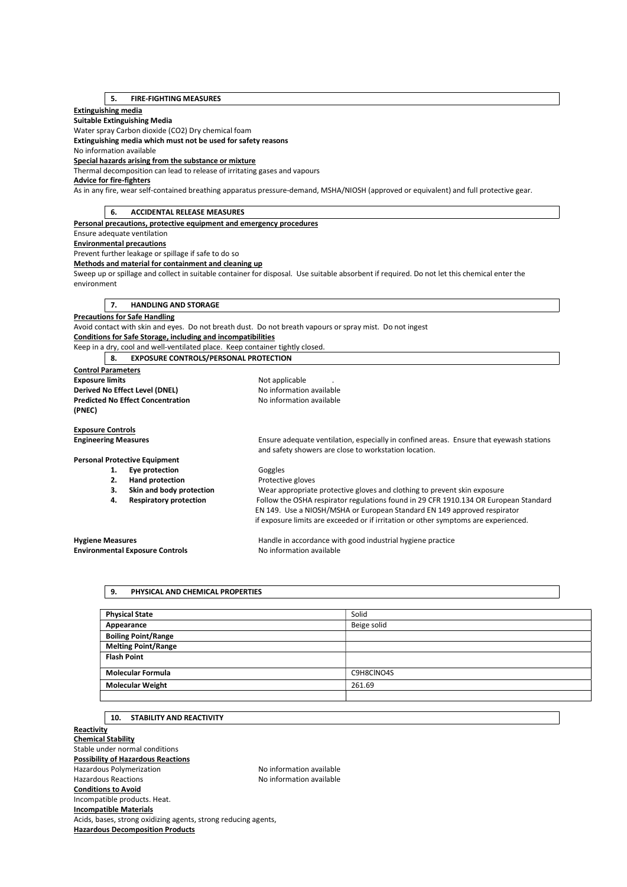## 5. FIRE-FIGHTING MEASURES

**Extinguishing media**

**Suitable Extinguishing Media**

Water spray Carbon dioxide ($CO_2$) Dry chemical foam

**Extinguishing media which must not be used for safety reasons**

No information available

**Special hazards arising from the substance or mixture**

Thermal decomposition can lead to release of irritating gases and vapours

**Advice for fire-fighters**

As in any fire, wear self-contained breathing apparatus pressure-demand, MSHA/NIOSH (approved or equivalent) and full protective gear.

## 6. ACCIDENTAL RELEASE MEASURES

**Personal precautions, protective equipment and emergency procedures**

Ensure adequate ventilation

**Environmental precautions**

Prevent further leakage or spillage if safe to do so

**Methods and material for containment and cleaning up**

Sweep up or spillage and collect in suitable container for disposal. Use suitable absorbent if required. Do not let this chemical enter the environment

## 7. HANDLING AND STORAGE

**Precautions for Safe Handling**

Avoid contact with skin and eyes. Do not breath dust. Do not breath vapours or spray mist. Do not ingest

**Conditions for Safe Storage, including and incompatibilities**

Keep in a dry, cool and well-ventilated place. Keep container tightly closed.

## 8. EXPOSURE CONTROLS/PERSONAL PROTECTION

**Control Parameters**

**Exposure limits** Not applicable .

**Derived No Effect Level (DNEL)** No information available

**Predicted No Effect Concentration (PNEC)** No information available

**Exposure Controls**

**Engineering Measures** Ensure adequate ventilation, especially in confined areas. Ensure that eyewash stations and safety showers are close to workstation location.

**Personal Protective Equipment**

1. **Eye protection** Goggles
2. **Hand protection** Protective gloves
3. **Skin and body protection** Wear appropriate protective gloves and clothing to prevent skin exposure
4. **Respiratory protection** Follow the OSHA respirator regulations found in 29 CFR 1910.134 OR European Standard EN 149. Use a NIOSH/MSHA or European Standard EN 149 approved respirator if exposure limits are exceeded or if irritation or other symptoms are experienced.

**Hygiene Measures** Handle in accordance with good industrial hygiene practice

**Environmental Exposure Controls** No information available

## 9. PHYSICAL AND CHEMICAL PROPERTIES

| | |
|---|---|
| **Physical State** | Solid |
| **Appearance** | Beige solid |
| **Boiling Point/Range** | |
| **Melting Point/Range** | |
| **Flash Point** | |
| **Molecular Formula** | $C_9H_8ClNO_4S$ |
| **Molecular Weight** | 261.69 |
| | |

## 10. STABILITY AND REACTIVITY

**Reactivity**

**Chemical Stability**

Stable under normal conditions

**Possibility of Hazardous Reactions**

Hazardous Polymerization No information available

Hazardous Reactions No information available

**Conditions to Avoid**

Incompatible products. Heat.

**Incompatible Materials**

Acids, bases, strong oxidizing agents, strong reducing agents,

**Hazardous Decomposition Products**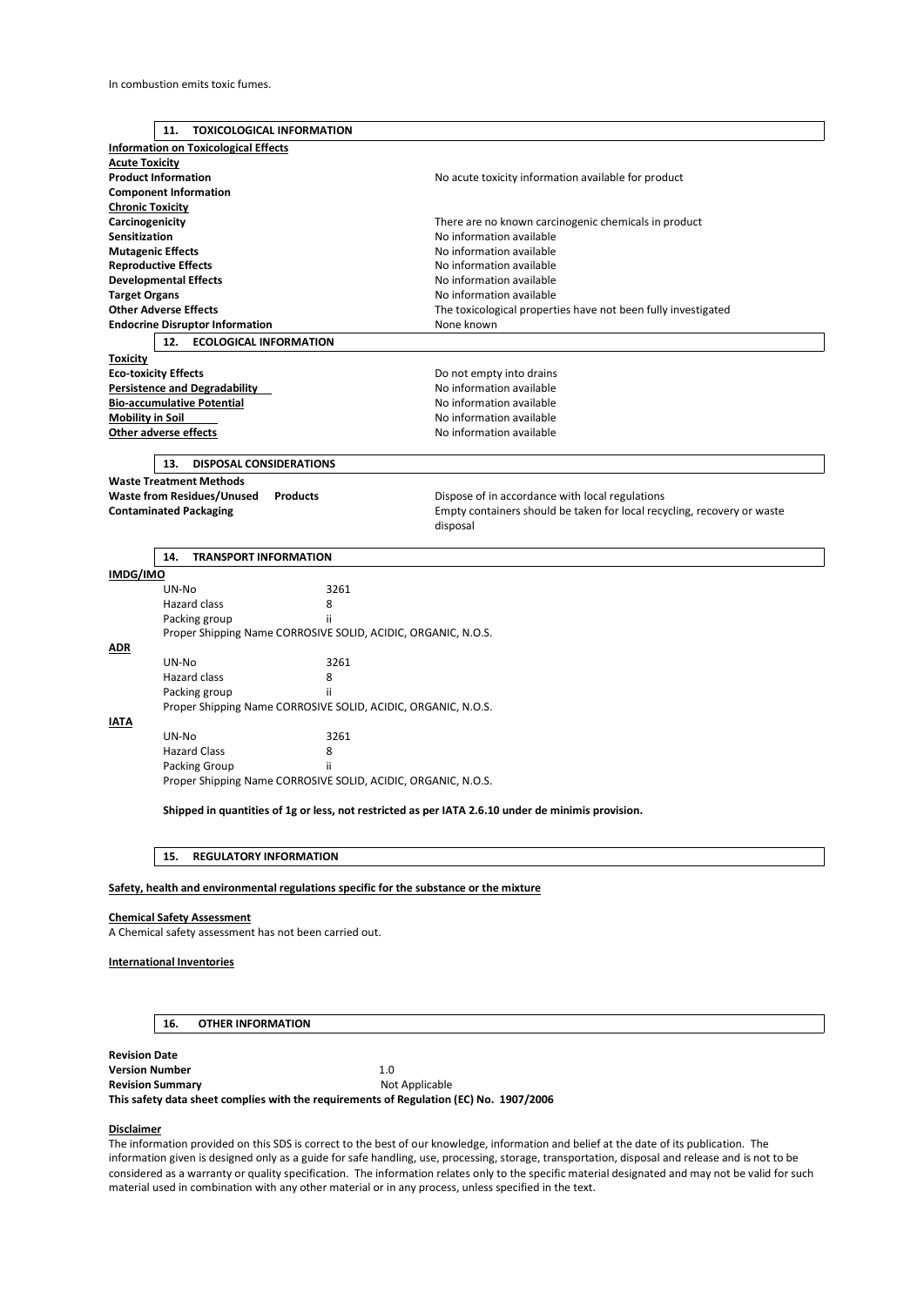In combustion emits toxic fumes.

## 11. TOXICOLOGICAL INFORMATION

**Information on Toxicological Effects**

**Acute Toxicity**

| | |
|---|---|
| **Product Information** | No acute toxicity information available for product |
| **Component Information** | |

**Chronic Toxicity**

| | |
|---|---|
| **Carcinogenicity** | There are no known carcinogenic chemicals in product |
| **Sensitization** | No information available |
| **Mutagenic Effects** | No information available |
| **Reproductive Effects** | No information available |
| **Developmental Effects** | No information available |
| **Target Organs** | No information available |
| **Other Adverse Effects** | The toxicological properties have not been fully investigated |
| **Endocrine Disruptor Information** | None known |

## 12. ECOLOGICAL INFORMATION

**Toxicity**

| | |
|---|---|
| **Eco-toxicity Effects** | Do not empty into drains |
| **Persistence and Degradability** | No information available |
| **Bio-accumulative Potential** | No information available |
| **Mobility in Soil** | No information available |
| **Other adverse effects** | No information available |

## 13. DISPOSAL CONSIDERATIONS

**Waste Treatment Methods**

| | |
|---|---|
| **Waste from Residues/Unused Products** | Dispose of in accordance with local regulations |
| **Contaminated Packaging** | Empty containers should be taken for local recycling, recovery or waste disposal |

## 14. TRANSPORT INFORMATION

**IMDG/IMO**

| | |
|---|---|
| UN-No | 3261 |
| Hazard class | 8 |
| Packing group | ii |

Proper Shipping Name CORROSIVE SOLID, ACIDIC, ORGANIC, N.O.S.

**ADR**

| | |
|---|---|
| UN-No | 3261 |
| Hazard class | 8 |
| Packing group | ii |

Proper Shipping Name CORROSIVE SOLID, ACIDIC, ORGANIC, N.O.S.

**IATA**

| | |
|---|---|
| UN-No | 3261 |
| Hazard Class | 8 |
| Packing Group | ii |

Proper Shipping Name CORROSIVE SOLID, ACIDIC, ORGANIC, N.O.S.

**Shipped in quantities of 1g or less, not restricted as per IATA 2.6.10 under de minimis provision.**

## 15. REGULATORY INFORMATION

**Safety, health and environmental regulations specific for the substance or the mixture**

**Chemical Safety Assessment**

A Chemical safety assessment has not been carried out.

**International Inventories**

## 16. OTHER INFORMATION

| | |
|---|---|
| **Revision Date** | |
| **Version Number** | 1.0 |
| **Revision Summary** | Not Applicable |

**This safety data sheet complies with the requirements of Regulation (EC) No. 1907/2006**

**Disclaimer**

The information provided on this SDS is correct to the best of our knowledge, information and belief at the date of its publication. The information given is designed only as a guide for safe handling, use, processing, storage, transportation, disposal and release and is not to be considered as a warranty or quality specification. The information relates only to the specific material designated and may not be valid for such material used in combination with any other material or in any process, unless specified in the text.